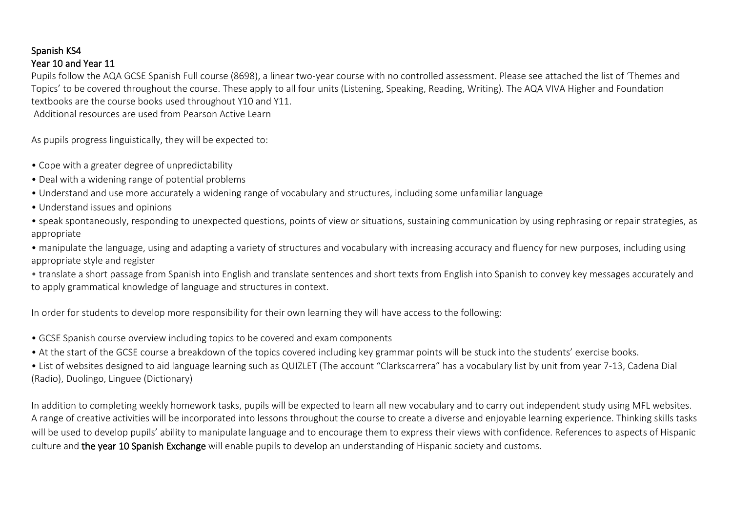# Spanish KS4

## Year 10 and Year 11

Pupils follow the AQA GCSE Spanish Full course (8698), a linear two-year course with no controlled assessment. Please see attached the list of 'Themes and Topics' to be covered throughout the course. These apply to all four units (Listening, Speaking, Reading, Writing). The AQA VIVA Higher and Foundation textbooks are the course books used throughout Y10 and Y11.
Additional resources are used from Pearson Active Learn

As pupils progress linguistically, they will be expected to:

- Cope with a greater degree of unpredictability
- Deal with a widening range of potential problems
- Understand and use more accurately a widening range of vocabulary and structures, including some unfamiliar language
- Understand issues and opinions
- speak spontaneously, responding to unexpected questions, points of view or situations, sustaining communication by using rephrasing or repair strategies, as appropriate
- manipulate the language, using and adapting a variety of structures and vocabulary with increasing accuracy and fluency for new purposes, including using appropriate style and register
- translate a short passage from Spanish into English and translate sentences and short texts from English into Spanish to convey key messages accurately and to apply grammatical knowledge of language and structures in context.

In order for students to develop more responsibility for their own learning they will have access to the following:

- GCSE Spanish course overview including topics to be covered and exam components
- At the start of the GCSE course a breakdown of the topics covered including key grammar points will be stuck into the students' exercise books.
- List of websites designed to aid language learning such as QUIZLET (The account "Clarkscarrera" has a vocabulary list by unit from year 7-13, Cadena Dial (Radio), Duolingo, Linguee (Dictionary)

In addition to completing weekly homework tasks, pupils will be expected to learn all new vocabulary and to carry out independent study using MFL websites. A range of creative activities will be incorporated into lessons throughout the course to create a diverse and enjoyable learning experience. Thinking skills tasks will be used to develop pupils' ability to manipulate language and to encourage them to express their views with confidence. References to aspects of Hispanic culture and **the year 10 Spanish Exchange** will enable pupils to develop an understanding of Hispanic society and customs.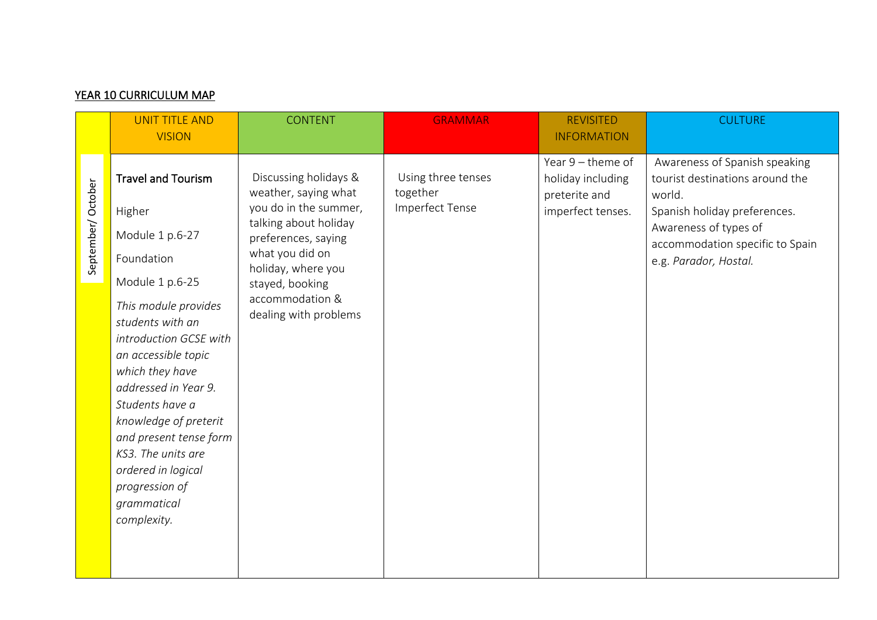## YEAR 10 CURRICULUM MAP

| | UNIT TITLE AND VISION | CONTENT | GRAMMAR | REVISITED INFORMATION | CULTURE |
|---|---|---|---|---|---|
| September/ October | **Travel and Tourism**<br><br>Higher<br><br>Module 1 p.6-27<br><br>Foundation<br><br>Module 1 p.6-25<br><br>*This module provides students with an introduction GCSE with an accessible topic which they have addressed in Year 9. Students have a knowledge of preterit and present tense form KS3. The units are ordered in logical progression of grammatical complexity.* | Discussing holidays & weather, saying what you do in the summer, talking about holiday preferences, saying what you did on holiday, where you stayed, booking accommodation & dealing with problems | Using three tenses together<br>Imperfect Tense | Year 9 – theme of holiday including preterite and imperfect tenses. | Awareness of Spanish speaking tourist destinations around the world.<br>Spanish holiday preferences.<br>Awareness of types of accommodation specific to Spain e.g. *Parador, Hostal.* |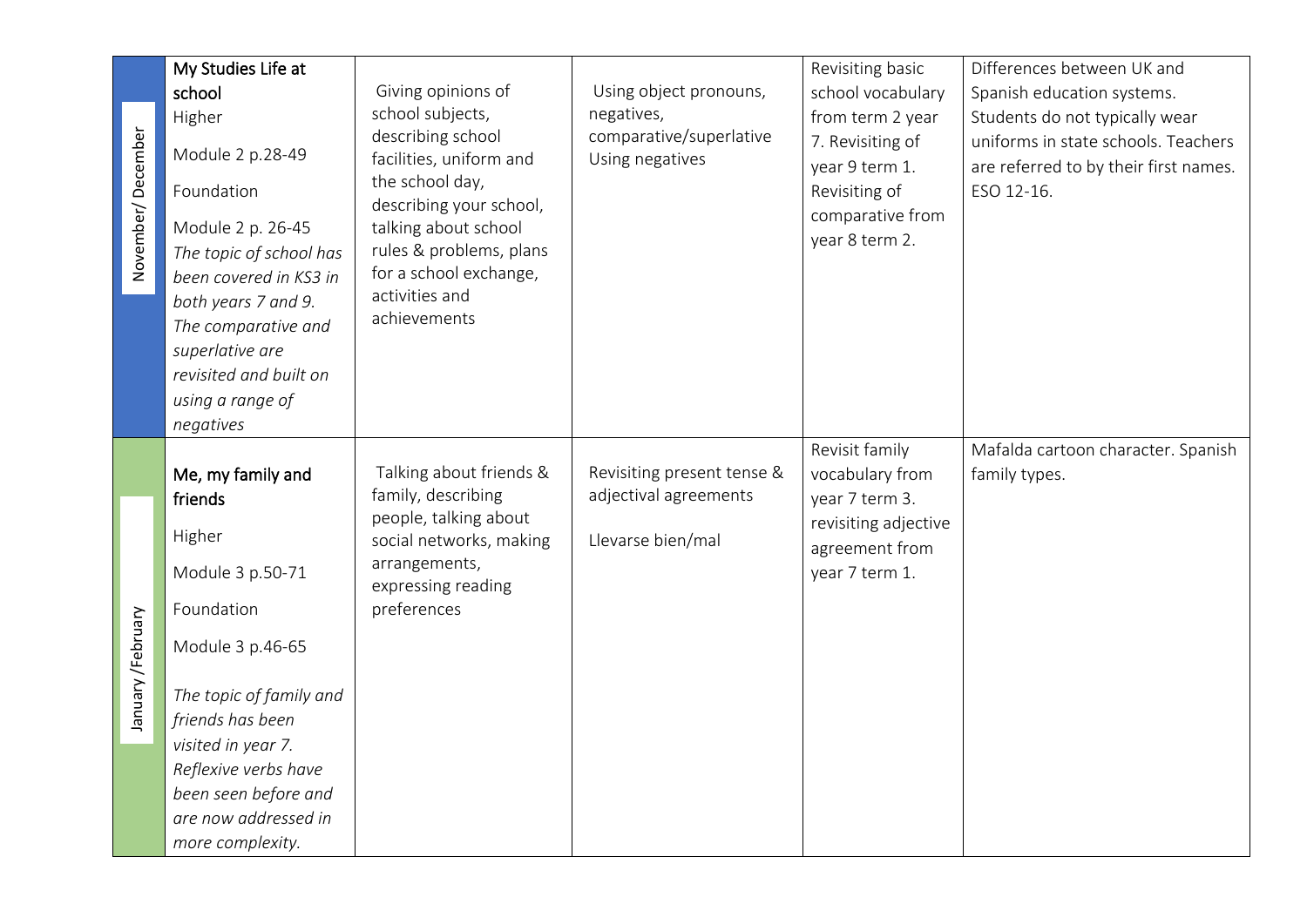| | | | | | |
|---|---|---|---|---|---|
| November/ December | My Studies Life at school<br>Higher<br>Module 2 p.28-49<br>Foundation<br>Module 2 p. 26-45<br>*The topic of school has been covered in KS3 in both years 7 and 9. The comparative and superlative are revisited and built on using a range of negatives* | Giving opinions of school subjects, describing school facilities, uniform and the school day, describing your school, talking about school rules & problems, plans for a school exchange, activities and achievements | Using object pronouns, negatives, comparative/superlative Using negatives | Revisiting basic school vocabulary from term 2 year 7. Revisiting of year 9 term 1. Revisiting of comparative from year 8 term 2. | Differences between UK and Spanish education systems. Students do not typically wear uniforms in state schools. Teachers are referred to by their first names. ESO 12-16. |
| January/February | Me, my family and friends<br>Higher<br>Module 3 p.50-71<br>Foundation<br>Module 3 p.46-65<br>*The topic of family and friends has been visited in year 7. Reflexive verbs have been seen before and are now addressed in more complexity.* | Talking about friends & family, describing people, talking about social networks, making arrangements, expressing reading preferences | Revisiting present tense & adjectival agreements<br><br>Llevarse bien/mal | Revisit family vocabulary from year 7 term 3. revisiting adjective agreement from year 7 term 1. | Mafalda cartoon character. Spanish family types. |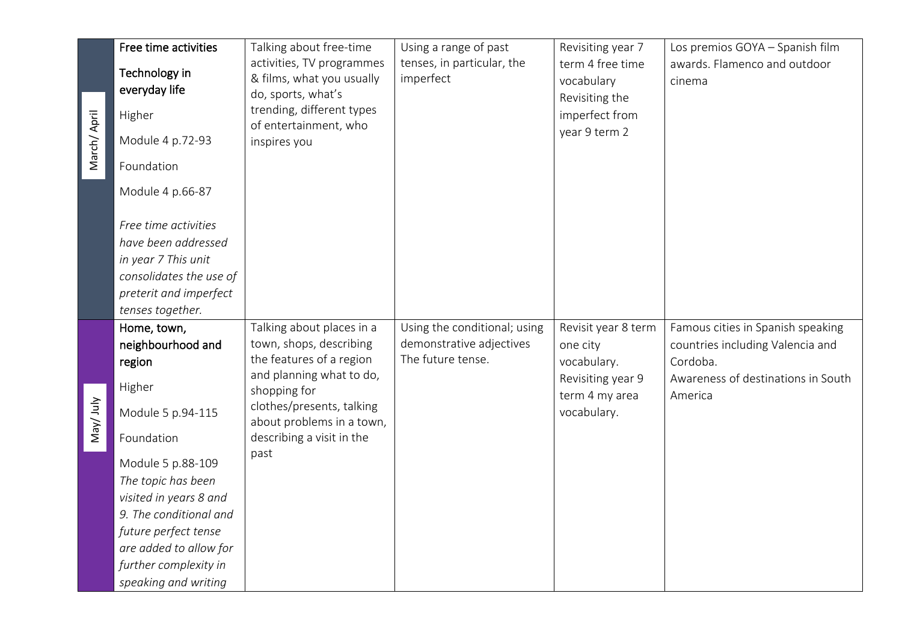| | | | | | |
|---|---|---|---|---|---|
| March/ April | Free time activities<br><br>Technology in everyday life<br><br>Higher<br><br>Module 4 p.72-93<br><br>Foundation<br><br>Module 4 p.66-87<br><br>*Free time activities have been addressed in year 7 This unit consolidates the use of preterit and imperfect tenses together.* | Talking about free-time activities, TV programmes & films, what you usually do, sports, what's trending, different types of entertainment, who inspires you | Using a range of past tenses, in particular, the imperfect | Revisiting year 7 term 4 free time vocabulary<br>Revisiting the imperfect from year 9 term 2 | Los premios GOYA – Spanish film awards. Flamenco and outdoor cinema |
| May/ July | Home, town, neighbourhood and region<br><br>Higher<br><br>Module 5 p.94-115<br><br>Foundation<br><br>Module 5 p.88-109<br>*The topic has been visited in years 8 and 9. The conditional and future perfect tense are added to allow for further complexity in speaking and writing* | Talking about places in a town, shops, describing the features of a region and planning what to do, shopping for clothes/presents, talking about problems in a town, describing a visit in the past | Using the conditional; using demonstrative adjectives<br>The future tense. | Revisit year 8 term one city vocabulary.<br>Revisiting year 9 term 4 my area vocabulary. | Famous cities in Spanish speaking countries including Valencia and Cordoba.<br>Awareness of destinations in South America |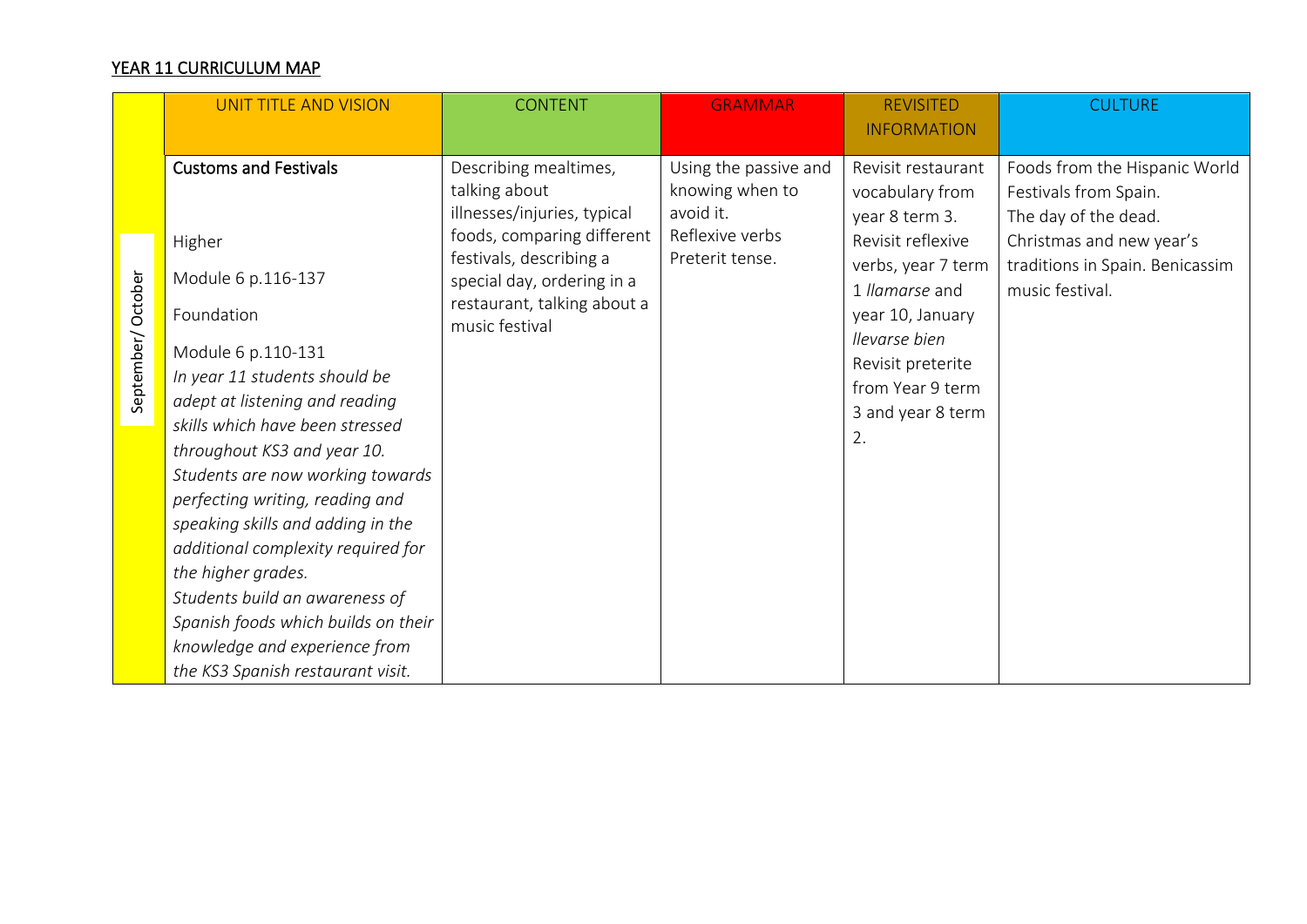## YEAR 11 CURRICULUM MAP

| | UNIT TITLE AND VISION | CONTENT | GRAMMAR | REVISITED INFORMATION | CULTURE |
|---|---|---|---|---|---|
| September/ October | **Customs and Festivals**<br><br>Higher<br><br>Module 6 p.116-137<br><br>Foundation<br><br>Module 6 p.110-131<br>*In year 11 students should be adept at listening and reading skills which have been stressed throughout KS3 and year 10.*<br>*Students are now working towards perfecting writing, reading and speaking skills and adding in the additional complexity required for the higher grades.*<br>*Students build an awareness of Spanish foods which builds on their knowledge and experience from the KS3 Spanish restaurant visit.* | Describing mealtimes, talking about illnesses/injuries, typical foods, comparing different festivals, describing a special day, ordering in a restaurant, talking about a music festival | Using the passive and knowing when to avoid it.<br>Reflexive verbs<br>Preterit tense. | Revisit restaurant vocabulary from year 8 term 3.<br>Revisit reflexive verbs, year 7 term 1 *llamarse* and year 10, January *llevarse bien*<br>Revisit preterite from Year 9 term 3 and year 8 term 2. | Foods from the Hispanic World<br>Festivals from Spain.<br>The day of the dead.<br>Christmas and new year's traditions in Spain. Benicassim music festival. |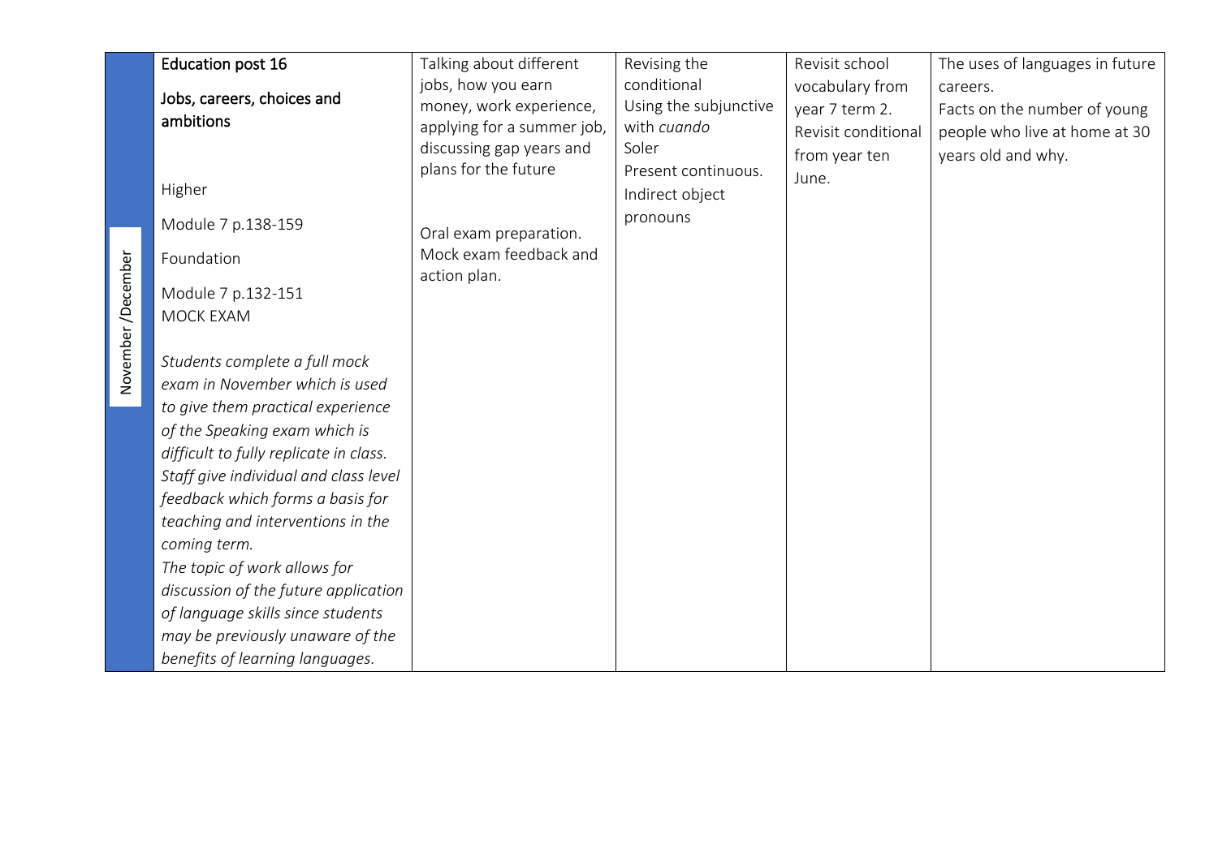| November /December | Education post 16<br><br>Jobs, careers, choices and ambitions<br><br>Higher<br><br>Module 7 p.138-159<br><br>Foundation<br><br>Module 7 p.132-151<br>MOCK EXAM<br><br>*Students complete a full mock exam in November which is used to give them practical experience of the Speaking exam which is difficult to fully replicate in class. Staff give individual and class level feedback which forms a basis for teaching and interventions in the coming term.*<br>*The topic of work allows for discussion of the future application of language skills since students may be previously unaware of the benefits of learning languages.* | Talking about different jobs, how you earn money, work experience, applying for a summer job, discussing gap years and plans for the future<br><br>Oral exam preparation.<br>Mock exam feedback and action plan. | Revising the conditional<br>Using the subjunctive with *cuando*<br>Soler<br>Present continuous.<br>Indirect object pronouns | Revisit school vocabulary from year 7 term 2.<br>Revisit conditional from year ten June. | The uses of languages in future careers.<br>Facts on the number of young people who live at home at 30 years old and why. |
|---|---|---|---|---|---|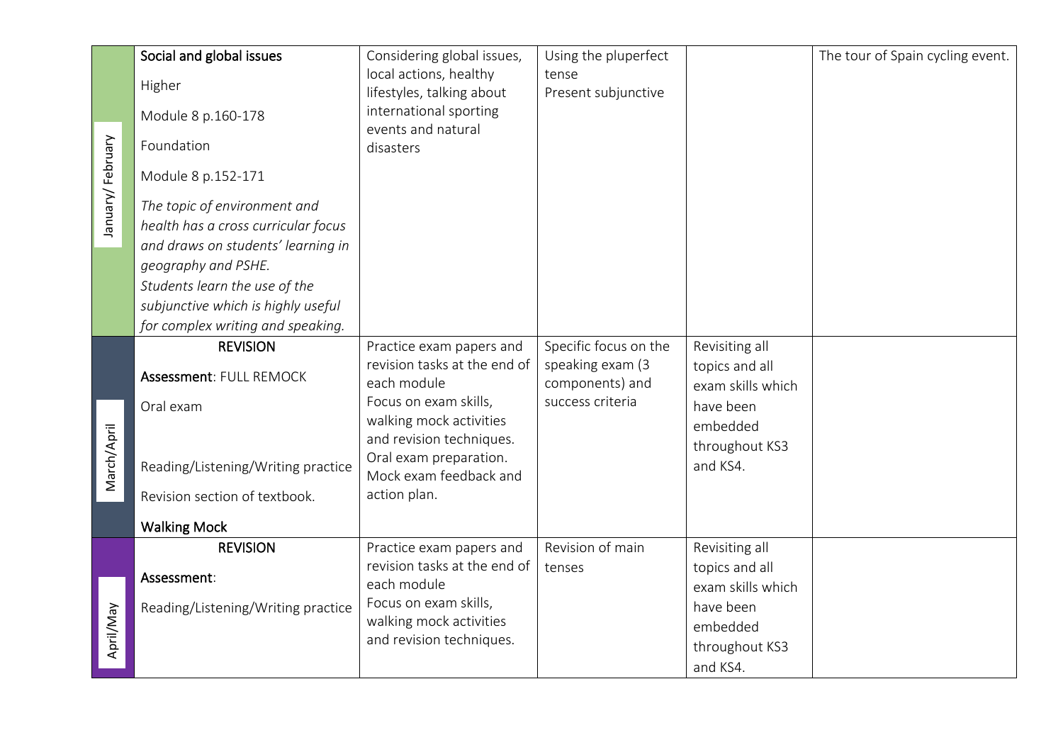| | | | | | |
|---|---|---|---|---|---|
| January/ February | **Social and global issues**<br>Higher<br>Module 8 p.160-178<br>Foundation<br>Module 8 p.152-171<br>*The topic of environment and health has a cross curricular focus and draws on students' learning in geography and PSHE.*<br>*Students learn the use of the subjunctive which is highly useful for complex writing and speaking.* | Considering global issues, local actions, healthy lifestyles, talking about international sporting events and natural disasters | Using the pluperfect tense<br>Present subjunctive | | The tour of Spain cycling event. |
| March/April | **REVISION**<br>**Assessment**: FULL REMOCK<br>Oral exam<br><br>Reading/Listening/Writing practice<br>Revision section of textbook.<br>**Walking Mock** | Practice exam papers and revision tasks at the end of each module<br>Focus on exam skills, walking mock activities and revision techniques.<br>Oral exam preparation.<br>Mock exam feedback and action plan. | Specific focus on the speaking exam (3 components) and success criteria | Revisiting all topics and all exam skills which have been embedded throughout KS3 and KS4. | |
| April/May | **REVISION**<br>**Assessment**:<br>Reading/Listening/Writing practice | Practice exam papers and revision tasks at the end of each module<br>Focus on exam skills, walking mock activities and revision techniques. | Revision of main tenses | Revisiting all topics and all exam skills which have been embedded throughout KS3 and KS4. | |